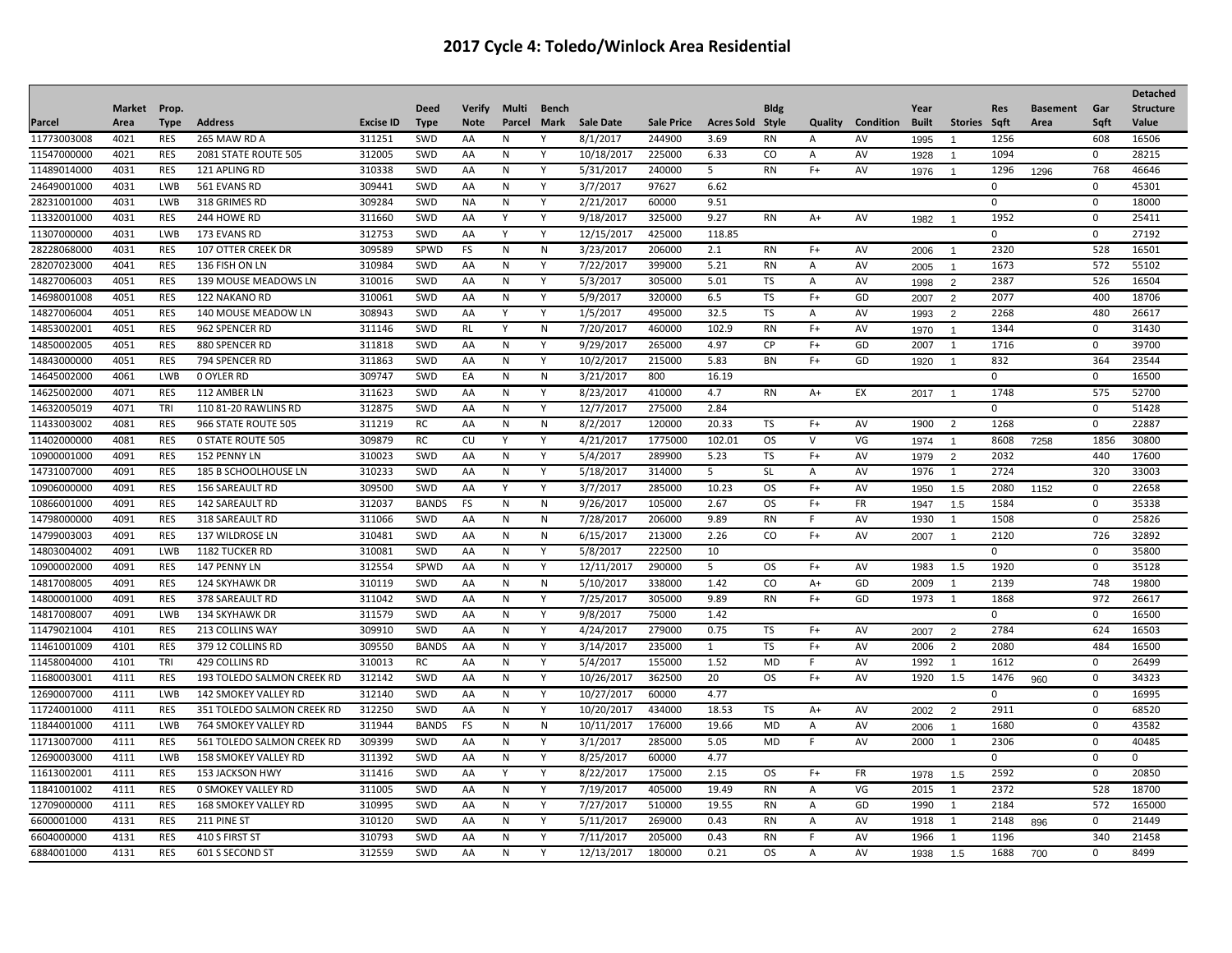# 2017 Cycle 4: Toledo/Winlock Area Residential

| Parcel | Market Area | Prop. Type | Address | Excise ID | Deed Type | Verify Note | Multi Parcel | Bench Mark | Sale Date | Sale Price | Acres Sold | Bldg Style | Quality | Condition | Year Built | Stories | Res Sqft | Basement Area | Gar Sqft | Detached Structure Value |
|---|---|---|---|---|---|---|---|---|---|---|---|---|---|---|---|---|---|---|---|---|
| 11773003008 | 4021 | RES | 265 MAW RD A | 311251 | SWD | AA | N | Y | 8/1/2017 | 244900 | 3.69 | RN | A | AV | 1995 | 1 | 1256 | | 608 | 16506 |
| 11547000000 | 4021 | RES | 2081 STATE ROUTE 505 | 312005 | SWD | AA | N | Y | 10/18/2017 | 225000 | 6.33 | CO | A | AV | 1928 | 1 | 1094 | | 0 | 28215 |
| 11489014000 | 4031 | RES | 121 APLING RD | 310338 | SWD | AA | N | Y | 5/31/2017 | 240000 | 5 | RN | F+ | AV | 1976 | 1 | 1296 | 1296 | 768 | 46646 |
| 24649001000 | 4031 | LWB | 561 EVANS RD | 309441 | SWD | AA | N | Y | 3/7/2017 | 97627 | 6.62 | | | | | | 0 | | 0 | 45301 |
| 28231001000 | 4031 | LWB | 318 GRIMES RD | 309284 | SWD | NA | N | Y | 2/21/2017 | 60000 | 9.51 | | | | | | 0 | | 0 | 18000 |
| 11332001000 | 4031 | RES | 244 HOWE RD | 311660 | SWD | AA | Y | Y | 9/18/2017 | 325000 | 9.27 | RN | A+ | AV | 1982 | 1 | 1952 | | 0 | 25411 |
| 11307000000 | 4031 | LWB | 173 EVANS RD | 312753 | SWD | AA | Y | Y | 12/15/2017 | 425000 | 118.85 | | | | | | 0 | | 0 | 27192 |
| 28228068000 | 4031 | RES | 107 OTTER CREEK DR | 309589 | SPWD | FS | N | N | 3/23/2017 | 206000 | 2.1 | RN | F+ | AV | 2006 | 1 | 2320 | | 528 | 16501 |
| 28207023000 | 4041 | RES | 136 FISH ON LN | 310984 | SWD | AA | N | Y | 7/22/2017 | 399000 | 5.21 | RN | A | AV | 2005 | 1 | 1673 | | 572 | 55102 |
| 14827006003 | 4051 | RES | 139 MOUSE MEADOWS LN | 310016 | SWD | AA | N | Y | 5/3/2017 | 305000 | 5.01 | TS | A | AV | 1998 | 2 | 2387 | | 526 | 16504 |
| 14698001008 | 4051 | RES | 122 NAKANO RD | 310061 | SWD | AA | N | Y | 5/9/2017 | 320000 | 6.5 | TS | F+ | GD | 2007 | 2 | 2077 | | 400 | 18706 |
| 14827006004 | 4051 | RES | 140 MOUSE MEADOW LN | 308943 | SWD | AA | Y | Y | 1/5/2017 | 495000 | 32.5 | TS | A | AV | 1993 | 2 | 2268 | | 480 | 26617 |
| 14853002001 | 4051 | RES | 962 SPENCER RD | 311146 | SWD | RL | Y | N | 7/20/2017 | 460000 | 102.9 | RN | F+ | AV | 1970 | 1 | 1344 | | 0 | 31430 |
| 14850002005 | 4051 | RES | 880 SPENCER RD | 311818 | SWD | AA | N | Y | 9/29/2017 | 265000 | 4.97 | CP | F+ | GD | 2007 | 1 | 1716 | | 0 | 39700 |
| 14843000000 | 4051 | RES | 794 SPENCER RD | 311863 | SWD | AA | N | Y | 10/2/2017 | 215000 | 5.83 | BN | F+ | GD | 1920 | 1 | 832 | | 364 | 23544 |
| 14645002000 | 4061 | LWB | 0 OYLER RD | 309747 | SWD | EA | N | N | 3/21/2017 | 800 | 16.19 | | | | | | 0 | | 0 | 16500 |
| 14625002000 | 4071 | RES | 112 AMBER LN | 311623 | SWD | AA | N | Y | 8/23/2017 | 410000 | 4.7 | RN | A+ | EX | 2017 | 1 | 1748 | | 575 | 52700 |
| 14632005019 | 4071 | TRI | 110 81-20 RAWLINS RD | 312875 | SWD | AA | N | Y | 12/7/2017 | 275000 | 2.84 | | | | | | 0 | | 0 | 51428 |
| 11433003002 | 4081 | RES | 966 STATE ROUTE 505 | 311219 | RC | AA | N | N | 8/2/2017 | 120000 | 20.33 | TS | F+ | AV | 1900 | 2 | 1268 | | 0 | 22887 |
| 11402000000 | 4081 | RES | 0 STATE ROUTE 505 | 309879 | RC | CU | Y | Y | 4/21/2017 | 1775000 | 102.01 | OS | V | VG | 1974 | 1 | 8608 | 7258 | 1856 | 30800 |
| 10900001000 | 4091 | RES | 152 PENNY LN | 310023 | SWD | AA | N | Y | 5/4/2017 | 289900 | 5.23 | TS | F+ | AV | 1979 | 2 | 2032 | | 440 | 17600 |
| 14731007000 | 4091 | RES | 185 B SCHOOLHOUSE LN | 310233 | SWD | AA | N | Y | 5/18/2017 | 314000 | 5 | SL | A | AV | 1976 | 1 | 2724 | | 320 | 33003 |
| 10906000000 | 4091 | RES | 156 SAREAULT RD | 309500 | SWD | AA | Y | Y | 3/7/2017 | 285000 | 10.23 | OS | F+ | AV | 1950 | 1.5 | 2080 | 1152 | 0 | 22658 |
| 10866001000 | 4091 | RES | 142 SAREAULT RD | 312037 | BANDS | FS | N | N | 9/26/2017 | 105000 | 2.67 | OS | F+ | FR | 1947 | 1.5 | 1584 | | 0 | 35338 |
| 14798000000 | 4091 | RES | 318 SAREAULT RD | 311066 | SWD | AA | N | N | 7/28/2017 | 206000 | 9.89 | RN | F | AV | 1930 | 1 | 1508 | | 0 | 25826 |
| 14799003003 | 4091 | RES | 137 WILDROSE LN | 310481 | SWD | AA | N | N | 6/15/2017 | 213000 | 2.26 | CO | F+ | AV | 2007 | 1 | 2120 | | 726 | 32892 |
| 14803004002 | 4091 | LWB | 1182 TUCKER RD | 310081 | SWD | AA | N | Y | 5/8/2017 | 222500 | 10 | | | | | | 0 | | 0 | 35800 |
| 10900002000 | 4091 | RES | 147 PENNY LN | 312554 | SPWD | AA | N | Y | 12/11/2017 | 290000 | 5 | OS | F+ | AV | 1983 | 1.5 | 1920 | | 0 | 35128 |
| 14817008005 | 4091 | RES | 124 SKYHAWK DR | 310119 | SWD | AA | N | N | 5/10/2017 | 338000 | 1.42 | CO | A+ | GD | 2009 | 1 | 2139 | | 748 | 19800 |
| 14800001000 | 4091 | RES | 378 SAREAULT RD | 311042 | SWD | AA | N | Y | 7/25/2017 | 305000 | 9.89 | RN | F+ | GD | 1973 | 1 | 1868 | | 972 | 26617 |
| 14817008007 | 4091 | LWB | 134 SKYHAWK DR | 311579 | SWD | AA | N | Y | 9/8/2017 | 75000 | 1.42 | | | | | | 0 | | 0 | 16500 |
| 11479021004 | 4101 | RES | 213 COLLINS WAY | 309910 | SWD | AA | N | Y | 4/24/2017 | 279000 | 0.75 | TS | F+ | AV | 2007 | 2 | 2784 | | 624 | 16503 |
| 11461001009 | 4101 | RES | 379 12 COLLINS RD | 309550 | BANDS | AA | N | Y | 3/14/2017 | 235000 | 1 | TS | F+ | AV | 2006 | 2 | 2080 | | 484 | 16500 |
| 11458004000 | 4101 | TRI | 429 COLLINS RD | 310013 | RC | AA | N | Y | 5/4/2017 | 155000 | 1.52 | MD | F | AV | 1992 | 1 | 1612 | | 0 | 26499 |
| 11680003001 | 4111 | RES | 193 TOLEDO SALMON CREEK RD | 312142 | SWD | AA | N | Y | 10/26/2017 | 362500 | 20 | OS | F+ | AV | 1920 | 1.5 | 1476 | 960 | 0 | 34323 |
| 12690007000 | 4111 | LWB | 142 SMOKEY VALLEY RD | 312140 | SWD | AA | N | Y | 10/27/2017 | 60000 | 4.77 | | | | | | 0 | | 0 | 16995 |
| 11724001000 | 4111 | RES | 351 TOLEDO SALMON CREEK RD | 312250 | SWD | AA | N | Y | 10/20/2017 | 434000 | 18.53 | TS | A+ | AV | 2002 | 2 | 2911 | | 0 | 68520 |
| 11844001000 | 4111 | LWB | 764 SMOKEY VALLEY RD | 311944 | BANDS | FS | N | N | 10/11/2017 | 176000 | 19.66 | MD | A | AV | 2006 | 1 | 1680 | | 0 | 43582 |
| 11713007000 | 4111 | RES | 561 TOLEDO SALMON CREEK RD | 309399 | SWD | AA | N | Y | 3/1/2017 | 285000 | 5.05 | MD | F | AV | 2000 | 1 | 2306 | | 0 | 40485 |
| 12690003000 | 4111 | LWB | 158 SMOKEY VALLEY RD | 311392 | SWD | AA | N | Y | 8/25/2017 | 60000 | 4.77 | | | | | | 0 | | 0 | 0 |
| 11613002001 | 4111 | RES | 153 JACKSON HWY | 311416 | SWD | AA | Y | Y | 8/22/2017 | 175000 | 2.15 | OS | F+ | FR | 1978 | 1.5 | 2592 | | 0 | 20850 |
| 11841001002 | 4111 | RES | 0 SMOKEY VALLEY RD | 311005 | SWD | AA | N | Y | 7/19/2017 | 405000 | 19.49 | RN | A | VG | 2015 | 1 | 2372 | | 528 | 18700 |
| 12709000000 | 4111 | RES | 168 SMOKEY VALLEY RD | 310995 | SWD | AA | N | Y | 7/27/2017 | 510000 | 19.55 | RN | A | GD | 1990 | 1 | 2184 | | 572 | 165000 |
| 6600001000 | 4131 | RES | 211 PINE ST | 310120 | SWD | AA | N | Y | 5/11/2017 | 269000 | 0.43 | RN | A | AV | 1918 | 1 | 2148 | 896 | 0 | 21449 |
| 6604000000 | 4131 | RES | 410 S FIRST ST | 310793 | SWD | AA | N | Y | 7/11/2017 | 205000 | 0.43 | RN | F | AV | 1966 | 1 | 1196 | | 340 | 21458 |
| 6884001000 | 4131 | RES | 601 S SECOND ST | 312559 | SWD | AA | N | Y | 12/13/2017 | 180000 | 0.21 | OS | A | AV | 1938 | 1.5 | 1688 | 700 | 0 | 8499 |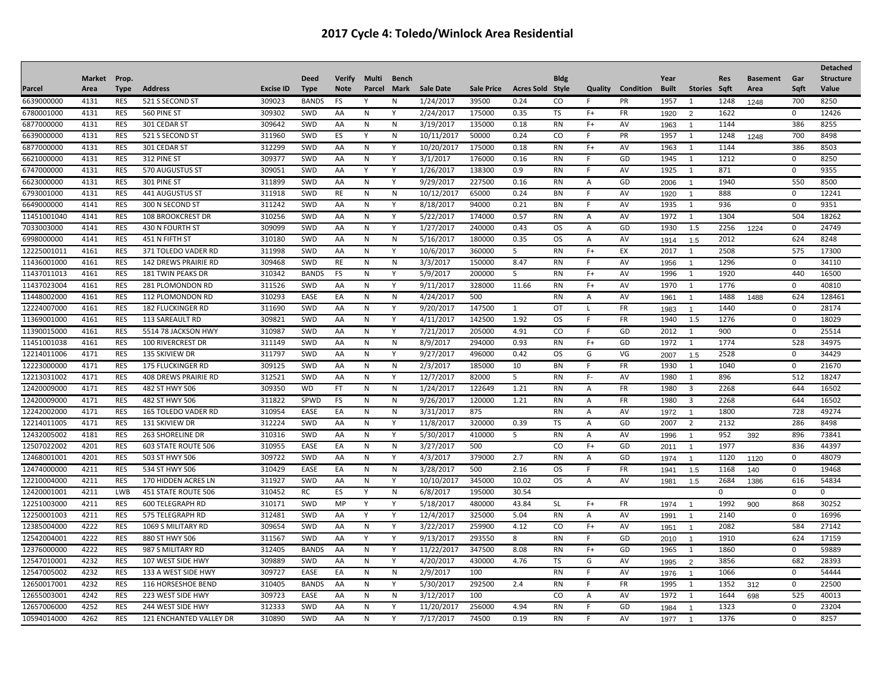# 2017 Cycle 4: Toledo/Winlock Area Residential

| Parcel | Market Area | Prop. Type | Address | Excise ID | Deed Type | Verify Note | Multi Parcel | Bench Mark | Sale Date | Sale Price | Acres Sold | Bldg Style | Quality | Condition | Year Built | Stories | Res Sqft | Basement Area | Gar Sqft | Detached Structure Value |
|---|---|---|---|---|---|---|---|---|---|---|---|---|---|---|---|---|---|---|---|---|
| 6639000000 | 4131 | RES | 521 S SECOND ST | 309023 | BANDS | FS | Y | N | 1/24/2017 | 39500 | 0.24 | CO | F | PR | 1957 | 1 | 1248 | 1248 | 700 | 8250 |
| 6780001000 | 4131 | RES | 560 PINE ST | 309302 | SWD | AA | N | Y | 2/24/2017 | 175000 | 0.35 | TS | F+ | FR | 1920 | 2 | 1622 | | 0 | 12426 |
| 6877000000 | 4131 | RES | 301 CEDAR ST | 309642 | SWD | AA | N | N | 3/19/2017 | 135000 | 0.18 | RN | F+ | AV | 1963 | 1 | 1144 | | 386 | 8255 |
| 6639000000 | 4131 | RES | 521 S SECOND ST | 311960 | SWD | ES | Y | N | 10/11/2017 | 50000 | 0.24 | CO | F | PR | 1957 | 1 | 1248 | 1248 | 700 | 8498 |
| 6877000000 | 4131 | RES | 301 CEDAR ST | 312299 | SWD | AA | N | Y | 10/20/2017 | 175000 | 0.18 | RN | F+ | AV | 1963 | 1 | 1144 | | 386 | 8503 |
| 6621000000 | 4131 | RES | 312 PINE ST | 309377 | SWD | AA | N | Y | 3/1/2017 | 176000 | 0.16 | RN | F | GD | 1945 | 1 | 1212 | | 0 | 8250 |
| 6747000000 | 4131 | RES | 570 AUGUSTUS ST | 309051 | SWD | AA | Y | Y | 1/26/2017 | 138300 | 0.9 | RN | F | AV | 1925 | 1 | 871 | | 0 | 9355 |
| 6623000000 | 4131 | RES | 301 PINE ST | 311899 | SWD | AA | N | Y | 9/29/2017 | 227500 | 0.16 | RN | A | GD | 2006 | 1 | 1940 | | 550 | 8500 |
| 6793001000 | 4131 | RES | 441 AUGUSTUS ST | 311918 | SWD | RE | N | N | 10/12/2017 | 65000 | 0.24 | BN | F | AV | 1920 | 1 | 888 | | 0 | 12241 |
| 6649000000 | 4141 | RES | 300 N SECOND ST | 311242 | SWD | AA | N | Y | 8/18/2017 | 94000 | 0.21 | BN | F | AV | 1935 | 1 | 936 | | 0 | 9351 |
| 11451001040 | 4141 | RES | 108 BROOKCREST DR | 310256 | SWD | AA | N | Y | 5/22/2017 | 174000 | 0.57 | RN | A | AV | 1972 | 1 | 1304 | | 504 | 18262 |
| 7033003000 | 4141 | RES | 430 N FOURTH ST | 309099 | SWD | AA | N | Y | 1/27/2017 | 240000 | 0.43 | OS | A | GD | 1930 | 1.5 | 2256 | 1224 | 0 | 24749 |
| 6998000000 | 4141 | RES | 451 N FIFTH ST | 310180 | SWD | AA | N | N | 5/16/2017 | 180000 | 0.35 | OS | A | AV | 1914 | 1.5 | 2012 | | 624 | 8248 |
| 12225001011 | 4161 | RES | 371 TOLEDO VADER RD | 311998 | SWD | AA | N | Y | 10/6/2017 | 360000 | 5 | RN | F+ | EX | 2017 | 1 | 2508 | | 575 | 17300 |
| 11436001000 | 4161 | RES | 142 DREWS PRAIRIE RD | 309468 | SWD | RE | N | N | 3/3/2017 | 150000 | 8.47 | RN | F | AV | 1956 | 1 | 1296 | | 0 | 34110 |
| 11437011013 | 4161 | RES | 181 TWIN PEAKS DR | 310342 | BANDS | FS | N | Y | 5/9/2017 | 200000 | 5 | RN | F+ | AV | 1996 | 1 | 1920 | | 440 | 16500 |
| 11437023004 | 4161 | RES | 281 PLOMONDON RD | 311526 | SWD | AA | N | Y | 9/11/2017 | 328000 | 11.66 | RN | F+ | AV | 1970 | 1 | 1776 | | 0 | 40810 |
| 11448002000 | 4161 | RES | 112 PLOMONDON RD | 310293 | EASE | EA | N | N | 4/24/2017 | 500 | | RN | A | AV | 1961 | 1 | 1488 | 1488 | 624 | 128461 |
| 12224007000 | 4161 | RES | 182 FLUCKINGER RD | 311690 | SWD | AA | N | Y | 9/20/2017 | 147500 | 1 | OT | L | FR | 1983 | 1 | 1440 | | 0 | 28174 |
| 11369001000 | 4161 | RES | 113 SAREAULT RD | 309821 | SWD | AA | N | Y | 4/11/2017 | 142500 | 1.92 | OS | F | FR | 1940 | 1.5 | 1276 | | 0 | 18029 |
| 11390015000 | 4161 | RES | 5514 78 JACKSON HWY | 310987 | SWD | AA | N | Y | 7/21/2017 | 205000 | 4.91 | CO | F | GD | 2012 | 1 | 900 | | 0 | 25514 |
| 11451001038 | 4161 | RES | 100 RIVERCREST DR | 311149 | SWD | AA | N | N | 8/9/2017 | 294000 | 0.93 | RN | F+ | GD | 1972 | 1 | 1774 | | 528 | 34975 |
| 12214011006 | 4171 | RES | 135 SKIVIEW DR | 311797 | SWD | AA | N | Y | 9/27/2017 | 496000 | 0.42 | OS | G | VG | 2007 | 1.5 | 2528 | | 0 | 34429 |
| 12223000000 | 4171 | RES | 175 FLUCKINGER RD | 309125 | SWD | AA | N | N | 2/3/2017 | 185000 | 10 | BN | F | FR | 1930 | 1 | 1040 | | 0 | 21670 |
| 12213031002 | 4171 | RES | 408 DREWS PRAIRIE RD | 312521 | SWD | AA | N | Y | 12/7/2017 | 82000 | 5 | RN | F- | AV | 1980 | 1 | 896 | | 512 | 18247 |
| 12420009000 | 4171 | RES | 482 ST HWY 506 | 309350 | WD | FT | N | N | 1/24/2017 | 122649 | 1.21 | RN | A | FR | 1980 | 3 | 2268 | | 644 | 16502 |
| 12420009000 | 4171 | RES | 482 ST HWY 506 | 311822 | SPWD | FS | N | N | 9/26/2017 | 120000 | 1.21 | RN | A | FR | 1980 | 3 | 2268 | | 644 | 16502 |
| 12242002000 | 4171 | RES | 165 TOLEDO VADER RD | 310954 | EASE | EA | N | N | 3/31/2017 | 875 | | RN | A | AV | 1972 | 1 | 1800 | | 728 | 49274 |
| 12214011005 | 4171 | RES | 131 SKIVIEW DR | 312224 | SWD | AA | N | Y | 11/8/2017 | 320000 | 0.39 | TS | A | GD | 2007 | 2 | 2132 | | 286 | 8498 |
| 12432005002 | 4181 | RES | 263 SHORELINE DR | 310316 | SWD | AA | N | Y | 5/30/2017 | 410000 | 5 | RN | A | AV | 1996 | 1 | 952 | 392 | 896 | 73841 |
| 12507022002 | 4201 | RES | 603 STATE ROUTE 506 | 310955 | EASE | EA | N | N | 3/27/2017 | 500 | | CO | F+ | GD | 2011 | 1 | 1977 | | 836 | 44397 |
| 12468001001 | 4201 | RES | 503 ST HWY 506 | 309722 | SWD | AA | N | Y | 4/3/2017 | 379000 | 2.7 | RN | A | GD | 1974 | 1 | 1120 | 1120 | 0 | 48079 |
| 12474000000 | 4211 | RES | 534 ST HWY 506 | 310429 | EASE | EA | N | N | 3/28/2017 | 500 | 2.16 | OS | F | FR | 1941 | 1.5 | 1168 | 140 | 0 | 19468 |
| 12210004000 | 4211 | RES | 170 HIDDEN ACRES LN | 311927 | SWD | AA | N | Y | 10/10/2017 | 345000 | 10.02 | OS | A | AV | 1981 | 1.5 | 2684 | 1386 | 616 | 54834 |
| 12420001001 | 4211 | LWB | 451 STATE ROUTE 506 | 310452 | RC | ES | Y | N | 6/8/2017 | 195000 | 30.54 | | | | | | 0 | | 0 | 0 |
| 12251003000 | 4211 | RES | 600 TELEGRAPH RD | 310171 | SWD | MP | Y | Y | 5/18/2017 | 480000 | 43.84 | SL | F+ | FR | 1974 | 1 | 1992 | 900 | 868 | 30252 |
| 12250001003 | 4211 | RES | 575 TELEGRAPH RD | 312481 | SWD | AA | Y | Y | 12/4/2017 | 325000 | 5.04 | RN | A | AV | 1991 | 1 | 2140 | | 0 | 16996 |
| 12385004000 | 4222 | RES | 1069 S MILITARY RD | 309654 | SWD | AA | N | Y | 3/22/2017 | 259900 | 4.12 | CO | F+ | AV | 1951 | 1 | 2082 | | 584 | 27142 |
| 12542004001 | 4222 | RES | 880 ST HWY 506 | 311567 | SWD | AA | Y | Y | 9/13/2017 | 293550 | 8 | RN | F | GD | 2010 | 1 | 1910 | | 624 | 17159 |
| 12376000000 | 4222 | RES | 987 S MILITARY RD | 312405 | BANDS | AA | N | Y | 11/22/2017 | 347500 | 8.08 | RN | F+ | GD | 1965 | 1 | 1860 | | 0 | 59889 |
| 12547010001 | 4232 | RES | 107 WEST SIDE HWY | 309889 | SWD | AA | N | Y | 4/20/2017 | 430000 | 4.76 | TS | G | AV | 1995 | 2 | 3856 | | 682 | 28393 |
| 12547005002 | 4232 | RES | 133 A WEST SIDE HWY | 309727 | EASE | EA | N | N | 2/9/2017 | 100 | | RN | F | AV | 1976 | 1 | 1066 | | 0 | 54444 |
| 12650017001 | 4232 | RES | 116 HORSESHOE BEND | 310405 | BANDS | AA | N | Y | 5/30/2017 | 292500 | 2.4 | RN | F | FR | 1995 | 1 | 1352 | 312 | 0 | 22500 |
| 12655003001 | 4242 | RES | 223 WEST SIDE HWY | 309723 | EASE | AA | N | N | 3/12/2017 | 100 | | CO | A | AV | 1972 | 1 | 1644 | 698 | 525 | 40013 |
| 12657006000 | 4252 | RES | 244 WEST SIDE HWY | 312333 | SWD | AA | N | Y | 11/20/2017 | 256000 | 4.94 | RN | F | GD | 1984 | 1 | 1323 | | 0 | 23204 |
| 10594014000 | 4262 | RES | 121 ENCHANTED VALLEY DR | 310890 | SWD | AA | N | Y | 7/17/2017 | 74500 | 0.19 | RN | F | AV | 1977 | 1 | 1376 | | 0 | 8257 |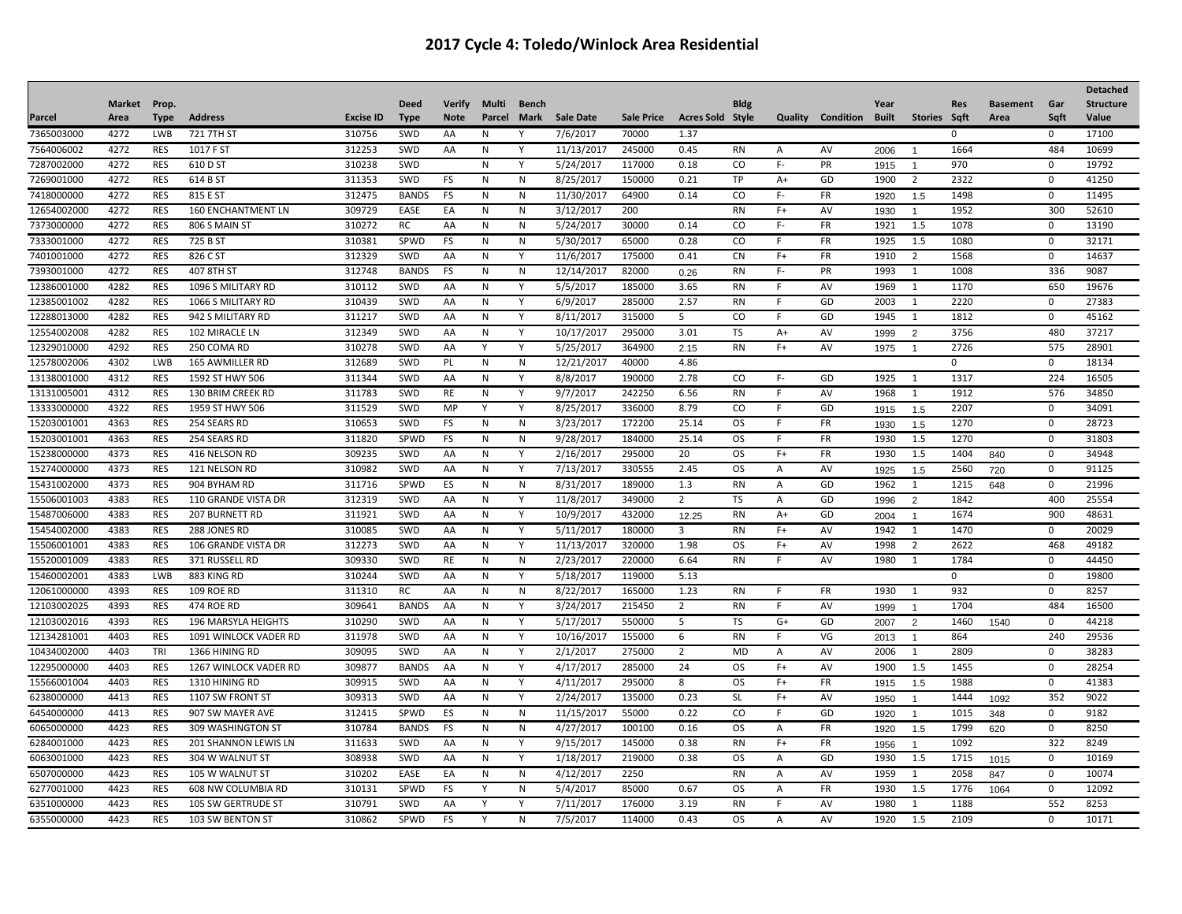# 2017 Cycle 4: Toledo/Winlock Area Residential

| Parcel | Market Area | Prop. Type | Address | Excise ID | Deed Type | Verify Note | Multi Parcel | Bench Mark | Sale Date | Sale Price | Acres Sold | Bldg Style | Quality | Condition | Year Built | Stories | Res Sqft | Basement Area | Gar Sqft | Detached Structure Value |
|---|---|---|---|---|---|---|---|---|---|---|---|---|---|---|---|---|---|---|---|---|
| 7365003000 | 4272 | LWB | 721 7TH ST | 310756 | SWD | AA | N | Y | 7/6/2017 | 70000 | 1.37 | | | | | | 0 | | 0 | 17100 |
| 7564006002 | 4272 | RES | 1017 F ST | 312253 | SWD | AA | N | Y | 11/13/2017 | 245000 | 0.45 | RN | A | AV | 2006 | 1 | 1664 | | 484 | 10699 |
| 7287002000 | 4272 | RES | 610 D ST | 310238 | SWD | | N | Y | 5/24/2017 | 117000 | 0.18 | CO | F- | PR | 1915 | 1 | 970 | | 0 | 19792 |
| 7269001000 | 4272 | RES | 614 B ST | 311353 | SWD | FS | N | N | 8/25/2017 | 150000 | 0.21 | TP | A+ | GD | 1900 | 2 | 2322 | | 0 | 41250 |
| 7418000000 | 4272 | RES | 815 E ST | 312475 | BANDS | FS | N | N | 11/30/2017 | 64900 | 0.14 | CO | F- | FR | 1920 | 1.5 | 1498 | | 0 | 11495 |
| 12654002000 | 4272 | RES | 160 ENCHANTMENT LN | 309729 | EASE | EA | N | N | 3/12/2017 | 200 | | RN | F+ | AV | 1930 | 1 | 1952 | | 300 | 52610 |
| 7373000000 | 4272 | RES | 806 S MAIN ST | 310272 | RC | AA | N | N | 5/24/2017 | 30000 | 0.14 | CO | F- | FR | 1921 | 1.5 | 1078 | | 0 | 13190 |
| 7333001000 | 4272 | RES | 725 B ST | 310381 | SPWD | FS | N | N | 5/30/2017 | 65000 | 0.28 | CO | F | FR | 1925 | 1.5 | 1080 | | 0 | 32171 |
| 7401001000 | 4272 | RES | 826 C ST | 312329 | SWD | AA | N | Y | 11/6/2017 | 175000 | 0.41 | CN | F+ | FR | 1910 | 2 | 1568 | | 0 | 14637 |
| 7393001000 | 4272 | RES | 407 8TH ST | 312748 | BANDS | FS | N | N | 12/14/2017 | 82000 | 0.26 | RN | F- | PR | 1993 | 1 | 1008 | | 336 | 9087 |
| 12386001000 | 4282 | RES | 1096 S MILITARY RD | 310112 | SWD | AA | N | Y | 5/5/2017 | 185000 | 3.65 | RN | F | AV | 1969 | 1 | 1170 | | 650 | 19676 |
| 12385001002 | 4282 | RES | 1066 S MILITARY RD | 310439 | SWD | AA | N | Y | 6/9/2017 | 285000 | 2.57 | RN | F | GD | 2003 | 1 | 2220 | | 0 | 27383 |
| 12288013000 | 4282 | RES | 942 S MILITARY RD | 311217 | SWD | AA | N | Y | 8/11/2017 | 315000 | 5 | CO | F | GD | 1945 | 1 | 1812 | | 0 | 45162 |
| 12554002008 | 4282 | RES | 102 MIRACLE LN | 312349 | SWD | AA | N | Y | 10/17/2017 | 295000 | 3.01 | TS | A+ | AV | 1999 | 2 | 3756 | | 480 | 37217 |
| 12329010000 | 4292 | RES | 250 COMA RD | 310278 | SWD | AA | Y | Y | 5/25/2017 | 364900 | 2.15 | RN | F+ | AV | 1975 | 1 | 2726 | | 575 | 28901 |
| 12578002006 | 4302 | LWB | 165 AWMILLER RD | 312689 | SWD | PL | N | N | 12/21/2017 | 40000 | 4.86 | | | | | | 0 | | 0 | 18134 |
| 13138001000 | 4312 | RES | 1592 ST HWY 506 | 311344 | SWD | AA | N | Y | 8/8/2017 | 190000 | 2.78 | CO | F- | GD | 1925 | 1 | 1317 | | 224 | 16505 |
| 13131005001 | 4312 | RES | 130 BRIM CREEK RD | 311783 | SWD | RE | N | Y | 9/7/2017 | 242250 | 6.56 | RN | F | AV | 1968 | 1 | 1912 | | 576 | 34850 |
| 13333000000 | 4322 | RES | 1959 ST HWY 506 | 311529 | SWD | MP | Y | Y | 8/25/2017 | 336000 | 8.79 | CO | F | GD | 1915 | 1.5 | 2207 | | 0 | 34091 |
| 15203001001 | 4363 | RES | 254 SEARS RD | 310653 | SWD | FS | N | N | 3/23/2017 | 172200 | 25.14 | OS | F | FR | 1930 | 1.5 | 1270 | | 0 | 28723 |
| 15203001001 | 4363 | RES | 254 SEARS RD | 311820 | SPWD | FS | N | N | 9/28/2017 | 184000 | 25.14 | OS | F | FR | 1930 | 1.5 | 1270 | | 0 | 31803 |
| 15238000000 | 4373 | RES | 416 NELSON RD | 309235 | SWD | AA | N | Y | 2/16/2017 | 295000 | 20 | OS | F+ | FR | 1930 | 1.5 | 1404 | 840 | 0 | 34948 |
| 15274000000 | 4373 | RES | 121 NELSON RD | 310982 | SWD | AA | N | Y | 7/13/2017 | 330555 | 2.45 | OS | A | AV | 1925 | 1.5 | 2560 | 720 | 0 | 91125 |
| 15431002000 | 4373 | RES | 904 BYHAM RD | 311716 | SPWD | ES | N | N | 8/31/2017 | 189000 | 1.3 | RN | A | GD | 1962 | 1 | 1215 | 648 | 0 | 21996 |
| 15506001003 | 4383 | RES | 110 GRANDE VISTA DR | 312319 | SWD | AA | N | Y | 11/8/2017 | 349000 | 2 | TS | A | GD | 1996 | 2 | 1842 | | 400 | 25554 |
| 15487006000 | 4383 | RES | 207 BURNETT RD | 311921 | SWD | AA | N | Y | 10/9/2017 | 432000 | 12.25 | RN | A+ | GD | 2004 | 1 | 1674 | | 900 | 48631 |
| 15454002000 | 4383 | RES | 288 JONES RD | 310085 | SWD | AA | N | Y | 5/11/2017 | 180000 | 3 | RN | F+ | AV | 1942 | 1 | 1470 | | 0 | 20029 |
| 15506001001 | 4383 | RES | 106 GRANDE VISTA DR | 312273 | SWD | AA | N | Y | 11/13/2017 | 320000 | 1.98 | OS | F+ | AV | 1998 | 2 | 2622 | | 468 | 49182 |
| 15520001009 | 4383 | RES | 371 RUSSELL RD | 309330 | SWD | RE | N | N | 2/23/2017 | 220000 | 6.64 | RN | F | AV | 1980 | 1 | 1784 | | 0 | 44450 |
| 15460002001 | 4383 | LWB | 883 KING RD | 310244 | SWD | AA | N | Y | 5/18/2017 | 119000 | 5.13 | | | | | | 0 | | 0 | 19800 |
| 12061000000 | 4393 | RES | 109 ROE RD | 311310 | RC | AA | N | N | 8/22/2017 | 165000 | 1.23 | RN | F | FR | 1930 | 1 | 932 | | 0 | 8257 |
| 12103002025 | 4393 | RES | 474 ROE RD | 309641 | BANDS | AA | N | Y | 3/24/2017 | 215450 | 2 | RN | F | AV | 1999 | 1 | 1704 | | 484 | 16500 |
| 12103002016 | 4393 | RES | 196 MARSYLA HEIGHTS | 310290 | SWD | AA | N | Y | 5/17/2017 | 550000 | 5 | TS | G+ | GD | 2007 | 2 | 1460 | 1540 | 0 | 44218 |
| 12134281001 | 4403 | RES | 1091 WINLOCK VADER RD | 311978 | SWD | AA | N | Y | 10/16/2017 | 155000 | 6 | RN | F | VG | 2013 | 1 | 864 | | 240 | 29536 |
| 10434002000 | 4403 | TRI | 1366 HINING RD | 309095 | SWD | AA | N | Y | 2/1/2017 | 275000 | 2 | MD | A | AV | 2006 | 1 | 2809 | | 0 | 38283 |
| 12295000000 | 4403 | RES | 1267 WINLOCK VADER RD | 309877 | BANDS | AA | N | Y | 4/17/2017 | 285000 | 24 | OS | F+ | AV | 1900 | 1.5 | 1455 | | 0 | 28254 |
| 15566001004 | 4403 | RES | 1310 HINING RD | 309915 | SWD | AA | N | Y | 4/11/2017 | 295000 | 8 | OS | F+ | FR | 1915 | 1.5 | 1988 | | 0 | 41383 |
| 6238000000 | 4413 | RES | 1107 SW FRONT ST | 309313 | SWD | AA | N | Y | 2/24/2017 | 135000 | 0.23 | SL | F+ | AV | 1950 | 1 | 1444 | 1092 | 352 | 9022 |
| 6454000000 | 4413 | RES | 907 SW MAYER AVE | 312415 | SPWD | ES | N | N | 11/15/2017 | 55000 | 0.22 | CO | F | GD | 1920 | 1 | 1015 | 348 | 0 | 9182 |
| 6065000000 | 4423 | RES | 309 WASHINGTON ST | 310784 | BANDS | FS | N | N | 4/27/2017 | 100100 | 0.16 | OS | A | FR | 1920 | 1.5 | 1799 | 620 | 0 | 8250 |
| 6284001000 | 4423 | RES | 201 SHANNON LEWIS LN | 311633 | SWD | AA | N | Y | 9/15/2017 | 145000 | 0.38 | RN | F+ | FR | 1956 | 1 | 1092 | | 322 | 8249 |
| 6063001000 | 4423 | RES | 304 W WALNUT ST | 308938 | SWD | AA | N | Y | 1/18/2017 | 219000 | 0.38 | OS | A | GD | 1930 | 1.5 | 1715 | 1015 | 0 | 10169 |
| 6507000000 | 4423 | RES | 105 W WALNUT ST | 310202 | EASE | EA | N | N | 4/12/2017 | 2250 | | RN | A | AV | 1959 | 1 | 2058 | 847 | 0 | 10074 |
| 6277001000 | 4423 | RES | 608 NW COLUMBIA RD | 310131 | SPWD | FS | Y | N | 5/4/2017 | 85000 | 0.67 | OS | A | FR | 1930 | 1.5 | 1776 | 1064 | 0 | 12092 |
| 6351000000 | 4423 | RES | 105 SW GERTRUDE ST | 310791 | SWD | AA | Y | Y | 7/11/2017 | 176000 | 3.19 | RN | F | AV | 1980 | 1 | 1188 | | 552 | 8253 |
| 6355000000 | 4423 | RES | 103 SW BENTON ST | 310862 | SPWD | FS | Y | N | 7/5/2017 | 114000 | 0.43 | OS | A | AV | 1920 | 1.5 | 2109 | | 0 | 10171 |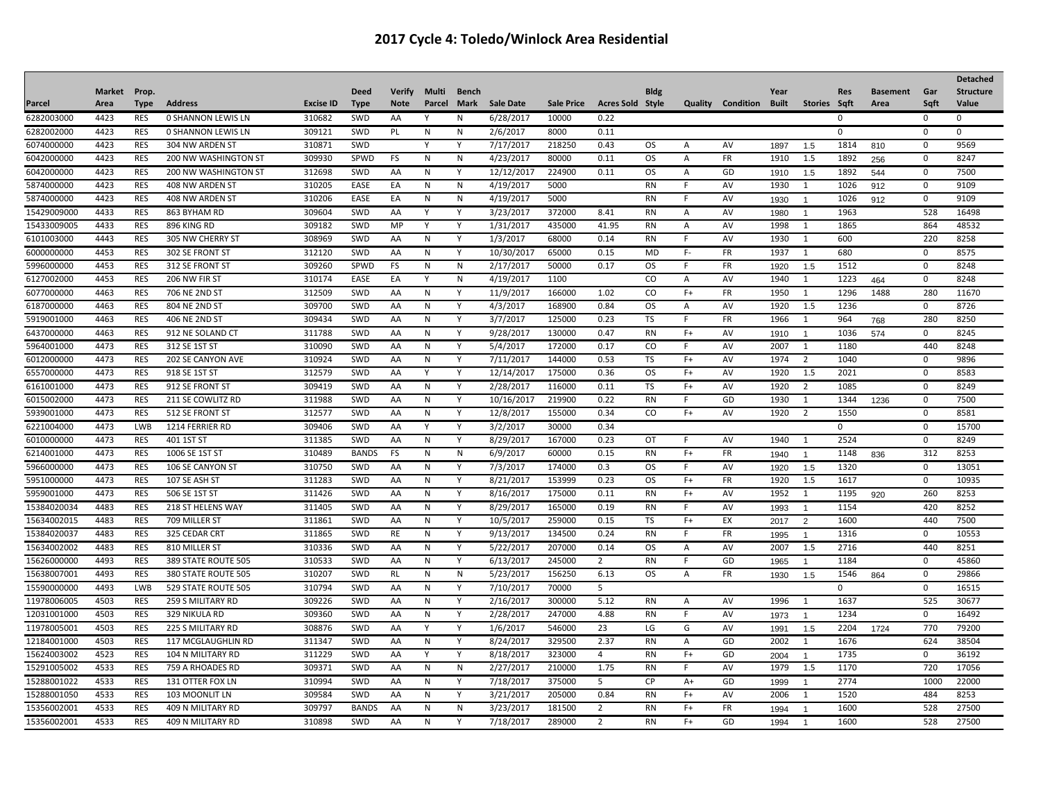# 2017 Cycle 4: Toledo/Winlock Area Residential

| Parcel | Market Area | Prop. Type | Address | Excise ID | Deed Type | Verify Note | Multi Parcel | Bench Mark | Sale Date | Sale Price | Acres Sold | Bldg Style | Quality | Condition | Year Built | Stories | Res Sqft | Basement Area | Gar Sqft | Detached Structure Value |
|---|---|---|---|---|---|---|---|---|---|---|---|---|---|---|---|---|---|---|---|---|
| 6282003000 | 4423 | RES | 0 SHANNON LEWIS LN | 310682 | SWD | AA | Y | N | 6/28/2017 | 10000 | 0.22 | | | | | | 0 | | 0 | 0 |
| 6282002000 | 4423 | RES | 0 SHANNON LEWIS LN | 309121 | SWD | PL | N | N | 2/6/2017 | 8000 | 0.11 | | | | | | 0 | | 0 | 0 |
| 6074000000 | 4423 | RES | 304 NW ARDEN ST | 310871 | SWD | | Y | Y | 7/17/2017 | 218250 | 0.43 | OS | A | AV | 1897 | 1.5 | 1814 | 810 | 0 | 9569 |
| 6042000000 | 4423 | RES | 200 NW WASHINGTON ST | 309930 | SPWD | FS | N | N | 4/23/2017 | 80000 | 0.11 | OS | A | FR | 1910 | 1.5 | 1892 | 256 | 0 | 8247 |
| 6042000000 | 4423 | RES | 200 NW WASHINGTON ST | 312698 | SWD | AA | N | Y | 12/12/2017 | 224900 | 0.11 | OS | A | GD | 1910 | 1.5 | 1892 | 544 | 0 | 7500 |
| 5874000000 | 4423 | RES | 408 NW ARDEN ST | 310205 | EASE | EA | N | N | 4/19/2017 | 5000 | | RN | F | AV | 1930 | 1 | 1026 | 912 | 0 | 9109 |
| 5874000000 | 4423 | RES | 408 NW ARDEN ST | 310206 | EASE | EA | N | N | 4/19/2017 | 5000 | | RN | F | AV | 1930 | 1 | 1026 | 912 | 0 | 9109 |
| 15429009000 | 4433 | RES | 863 BYHAM RD | 309604 | SWD | AA | Y | Y | 3/23/2017 | 372000 | 8.41 | RN | A | AV | 1980 | 1 | 1963 | | 528 | 16498 |
| 15433009005 | 4433 | RES | 896 KING RD | 309182 | SWD | MP | Y | Y | 1/31/2017 | 435000 | 41.95 | RN | A | AV | 1998 | 1 | 1865 | | 864 | 48532 |
| 6101003000 | 4443 | RES | 305 NW CHERRY ST | 308969 | SWD | AA | N | Y | 1/3/2017 | 68000 | 0.14 | RN | F | AV | 1930 | 1 | 600 | | 220 | 8258 |
| 6000000000 | 4453 | RES | 302 SE FRONT ST | 312120 | SWD | AA | N | Y | 10/30/2017 | 65000 | 0.15 | MD | F- | FR | 1937 | 1 | 680 | | 0 | 8575 |
| 5996000000 | 4453 | RES | 312 SE FRONT ST | 309260 | SPWD | FS | N | N | 2/17/2017 | 50000 | 0.17 | OS | F | FR | 1920 | 1.5 | 1512 | | 0 | 8248 |
| 6127002000 | 4453 | RES | 206 NW FIR ST | 310174 | EASE | EA | Y | N | 4/19/2017 | 1100 | | CO | A | AV | 1940 | 1 | 1223 | 464 | 0 | 8248 |
| 6077000000 | 4463 | RES | 706 NE 2ND ST | 312509 | SWD | AA | N | Y | 11/9/2017 | 166000 | 1.02 | CO | F+ | FR | 1950 | 1 | 1296 | 1488 | 280 | 11670 |
| 6187000000 | 4463 | RES | 804 NE 2ND ST | 309700 | SWD | AA | N | Y | 4/3/2017 | 168900 | 0.84 | OS | A | AV | 1920 | 1.5 | 1236 | | 0 | 8726 |
| 5919001000 | 4463 | RES | 406 NE 2ND ST | 309434 | SWD | AA | N | Y | 3/7/2017 | 125000 | 0.23 | TS | F | FR | 1966 | 1 | 964 | 768 | 280 | 8250 |
| 6437000000 | 4463 | RES | 912 NE SOLAND CT | 311788 | SWD | AA | N | Y | 9/28/2017 | 130000 | 0.47 | RN | F+ | AV | 1910 | 1 | 1036 | 574 | 0 | 8245 |
| 5964001000 | 4473 | RES | 312 SE 1ST ST | 310090 | SWD | AA | N | Y | 5/4/2017 | 172000 | 0.17 | CO | F | AV | 2007 | 1 | 1180 | | 440 | 8248 |
| 6012000000 | 4473 | RES | 202 SE CANYON AVE | 310924 | SWD | AA | N | Y | 7/11/2017 | 144000 | 0.53 | TS | F+ | AV | 1974 | 2 | 1040 | | 0 | 9896 |
| 6557000000 | 4473 | RES | 918 SE 1ST ST | 312579 | SWD | AA | Y | Y | 12/14/2017 | 175000 | 0.36 | OS | F+ | AV | 1920 | 1.5 | 2021 | | 0 | 8583 |
| 6161001000 | 4473 | RES | 912 SE FRONT ST | 309419 | SWD | AA | N | Y | 2/28/2017 | 116000 | 0.11 | TS | F+ | AV | 1920 | 2 | 1085 | | 0 | 8249 |
| 6015002000 | 4473 | RES | 211 SE COWLITZ RD | 311988 | SWD | AA | N | Y | 10/16/2017 | 219900 | 0.22 | RN | F | GD | 1930 | 1 | 1344 | 1236 | 0 | 7500 |
| 5939001000 | 4473 | RES | 512 SE FRONT ST | 312577 | SWD | AA | N | Y | 12/8/2017 | 155000 | 0.34 | CO | F+ | AV | 1920 | 2 | 1550 | | 0 | 8581 |
| 6221004000 | 4473 | LWB | 1214 FERRIER RD | 309406 | SWD | AA | Y | Y | 3/2/2017 | 30000 | 0.34 | | | | | | 0 | | 0 | 15700 |
| 6010000000 | 4473 | RES | 401 1ST ST | 311385 | SWD | AA | N | Y | 8/29/2017 | 167000 | 0.23 | OT | F | AV | 1940 | 1 | 2524 | | 0 | 8249 |
| 6214001000 | 4473 | RES | 1006 SE 1ST ST | 310489 | BANDS | FS | N | N | 6/9/2017 | 60000 | 0.15 | RN | F+ | FR | 1940 | 1 | 1148 | 836 | 312 | 8253 |
| 5966000000 | 4473 | RES | 106 SE CANYON ST | 310750 | SWD | AA | N | Y | 7/3/2017 | 174000 | 0.3 | OS | F | AV | 1920 | 1.5 | 1320 | | 0 | 13051 |
| 5951000000 | 4473 | RES | 107 SE ASH ST | 311283 | SWD | AA | N | Y | 8/21/2017 | 153999 | 0.23 | OS | F+ | FR | 1920 | 1.5 | 1617 | | 0 | 10935 |
| 5959001000 | 4473 | RES | 506 SE 1ST ST | 311426 | SWD | AA | N | Y | 8/16/2017 | 175000 | 0.11 | RN | F+ | AV | 1952 | 1 | 1195 | 920 | 260 | 8253 |
| 15384020034 | 4483 | RES | 218 ST HELENS WAY | 311405 | SWD | AA | N | Y | 8/29/2017 | 165000 | 0.19 | RN | F | AV | 1993 | 1 | 1154 | | 420 | 8252 |
| 15634002015 | 4483 | RES | 709 MILLER ST | 311861 | SWD | AA | N | Y | 10/5/2017 | 259000 | 0.15 | TS | F+ | EX | 2017 | 2 | 1600 | | 440 | 7500 |
| 15384020037 | 4483 | RES | 325 CEDAR CRT | 311865 | SWD | RE | N | Y | 9/13/2017 | 134500 | 0.24 | RN | F | FR | 1995 | 1 | 1316 | | 0 | 10553 |
| 15634002002 | 4483 | RES | 810 MILLER ST | 310336 | SWD | AA | N | Y | 5/22/2017 | 207000 | 0.14 | OS | A | AV | 2007 | 1.5 | 2716 | | 440 | 8251 |
| 15626000000 | 4493 | RES | 389 STATE ROUTE 505 | 310533 | SWD | AA | N | Y | 6/13/2017 | 245000 | 2 | RN | F | GD | 1965 | 1 | 1184 | | 0 | 45860 |
| 15638007001 | 4493 | RES | 380 STATE ROUTE 505 | 310207 | SWD | RL | N | N | 5/23/2017 | 156250 | 6.13 | OS | A | FR | 1930 | 1.5 | 1546 | 864 | 0 | 29866 |
| 15590000000 | 4493 | LWB | 529 STATE ROUTE 505 | 310794 | SWD | AA | N | Y | 7/10/2017 | 70000 | 5 | | | | | | 0 | | 0 | 16515 |
| 11978006005 | 4503 | RES | 259 S MILITARY RD | 309226 | SWD | AA | N | Y | 2/16/2017 | 300000 | 5.12 | RN | A | AV | 1996 | 1 | 1637 | | 525 | 30677 |
| 12031001000 | 4503 | RES | 329 NIKULA RD | 309360 | SWD | AA | N | Y | 2/28/2017 | 247000 | 4.88 | RN | F | AV | 1973 | 1 | 1234 | | 0 | 16492 |
| 11978005001 | 4503 | RES | 225 S MILITARY RD | 308876 | SWD | AA | Y | Y | 1/6/2017 | 546000 | 23 | LG | G | AV | 1991 | 1.5 | 2204 | 1724 | 770 | 79200 |
| 12184001000 | 4503 | RES | 117 MCGLAUGHLIN RD | 311347 | SWD | AA | N | Y | 8/24/2017 | 329500 | 2.37 | RN | A | GD | 2002 | 1 | 1676 | | 624 | 38504 |
| 15624003002 | 4523 | RES | 104 N MILITARY RD | 311229 | SWD | AA | Y | Y | 8/18/2017 | 323000 | 4 | RN | F+ | GD | 2004 | 1 | 1735 | | 0 | 36192 |
| 15291005002 | 4533 | RES | 759 A RHOADES RD | 309371 | SWD | AA | N | N | 2/27/2017 | 210000 | 1.75 | RN | F | AV | 1979 | 1.5 | 1170 | | 720 | 17056 |
| 15288001022 | 4533 | RES | 131 OTTER FOX LN | 310994 | SWD | AA | N | Y | 7/18/2017 | 375000 | 5 | CP | A+ | GD | 1999 | 1 | 2774 | | 1000 | 22000 |
| 15288001050 | 4533 | RES | 103 MOONLIT LN | 309584 | SWD | AA | N | Y | 3/21/2017 | 205000 | 0.84 | RN | F+ | AV | 2006 | 1 | 1520 | | 484 | 8253 |
| 15356002001 | 4533 | RES | 409 N MILITARY RD | 309797 | BANDS | AA | N | N | 3/23/2017 | 181500 | 2 | RN | F+ | FR | 1994 | 1 | 1600 | | 528 | 27500 |
| 15356002001 | 4533 | RES | 409 N MILITARY RD | 310898 | SWD | AA | N | Y | 7/18/2017 | 289000 | 2 | RN | F+ | GD | 1994 | 1 | 1600 | | 528 | 27500 |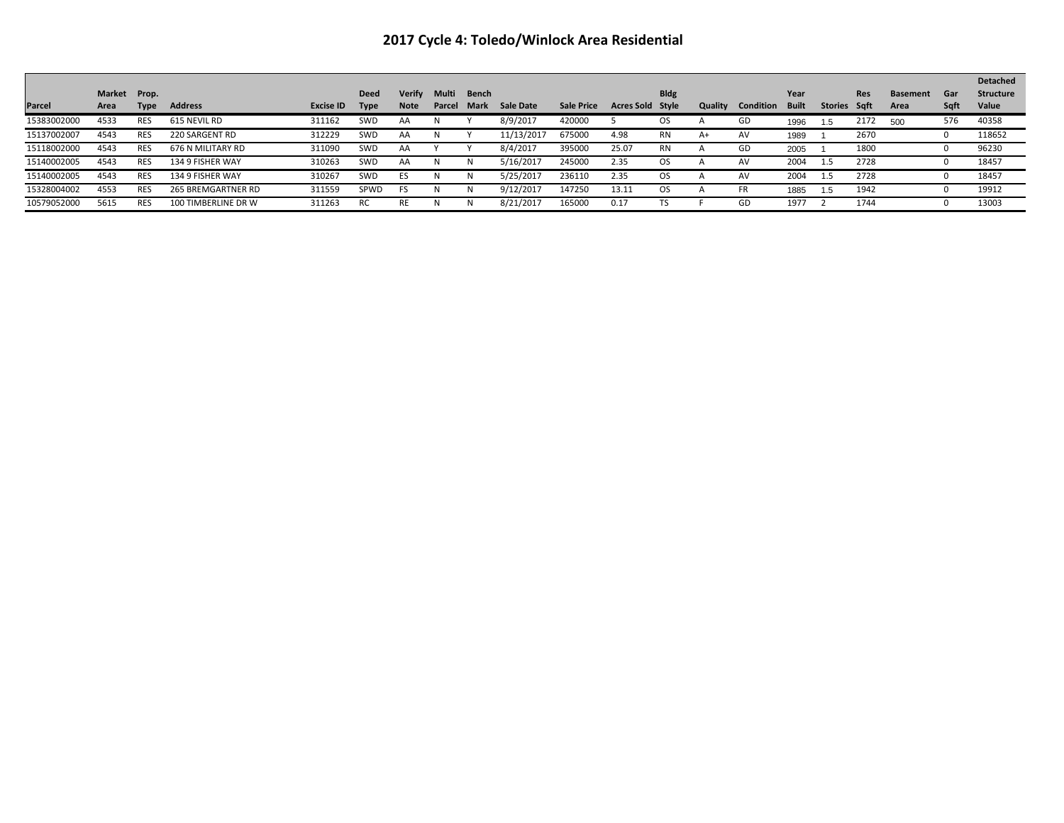# 2017 Cycle 4: Toledo/Winlock Area Residential

| Parcel | Market Area | Prop. Type | Address | Excise ID | Deed Type | Verify Note | Multi Parcel | Bench Mark | Sale Date | Sale Price | Acres Sold | Bldg Style | Quality | Condition | Year Built | Stories | Res Sqft | Basement Area | Gar Sqft | Detached Structure Value |
|---|---|---|---|---|---|---|---|---|---|---|---|---|---|---|---|---|---|---|---|---|
| 15383002000 | 4533 | RES | 615 NEVIL RD | 311162 | SWD | AA | N | Y | 8/9/2017 | 420000 | 5 | OS | A | GD | 1996 | 1.5 | 2172 | 500 | 576 | 40358 |
| 15137002007 | 4543 | RES | 220 SARGENT RD | 312229 | SWD | AA | N | Y | 11/13/2017 | 675000 | 4.98 | RN | A+ | AV | 1989 | 1 | 2670 | | 0 | 118652 |
| 15118002000 | 4543 | RES | 676 N MILITARY RD | 311090 | SWD | AA | Y | Y | 8/4/2017 | 395000 | 25.07 | RN | A | GD | 2005 | 1 | 1800 | | 0 | 96230 |
| 15140002005 | 4543 | RES | 134 9 FISHER WAY | 310263 | SWD | AA | N | N | 5/16/2017 | 245000 | 2.35 | OS | A | AV | 2004 | 1.5 | 2728 | | 0 | 18457 |
| 15140002005 | 4543 | RES | 134 9 FISHER WAY | 310267 | SWD | ES | N | N | 5/25/2017 | 236110 | 2.35 | OS | A | AV | 2004 | 1.5 | 2728 | | 0 | 18457 |
| 15328004002 | 4553 | RES | 265 BREMGARTNER RD | 311559 | SPWD | FS | N | N | 9/12/2017 | 147250 | 13.11 | OS | A | FR | 1885 | 1.5 | 1942 | | 0 | 19912 |
| 10579052000 | 5615 | RES | 100 TIMBERLINE DR W | 311263 | RC | RE | N | N | 8/21/2017 | 165000 | 0.17 | TS | F | GD | 1977 | 2 | 1744 | | 0 | 13003 |